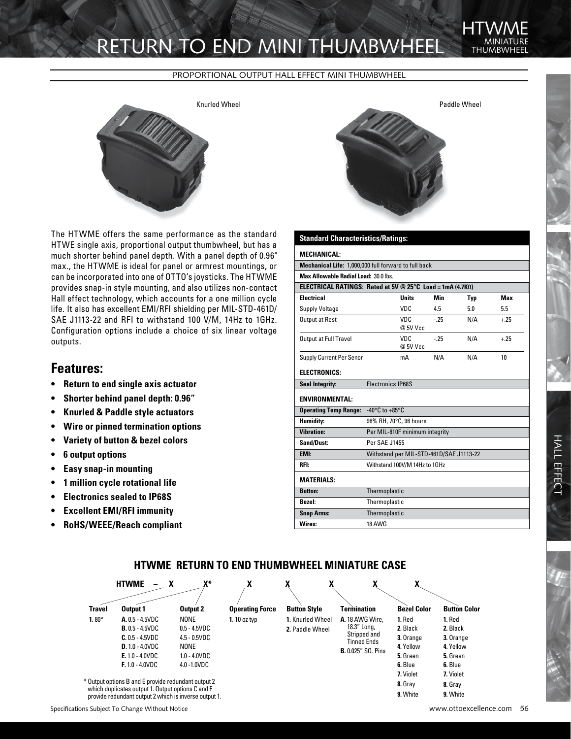# RETURN TO END MINI THUMBWHEEL

HTWME MINIATURE THUMBWHEEL

PROPORTIONAL OUTPUT HALL EFFECT MINI THUMBWHEEL

Knurled Wheel

Paddle Wheel

The HTWME offers the same performance as the standard HTWE single axis, proportional output thumbwheel, but has a much shorter behind panel depth. With a panel depth of 0.96" max., the HTWME is ideal for panel or armrest mountings, or can be incorporated into one of OTTO's joysticks. The HTWME provides snap-in style mounting, and also utilizes non-contact Hall effect technology, which accounts for a one million cycle life. It also has excellent EMI/RFI shielding per MIL-STD-461D/SAE J1113-22 and RFI to withstand 100 V/M, 14Hz to 1GHz. Configuration options include a choice of six linear voltage outputs.

## Features:

- **Return to end single axis actuator**
- **Shorter behind panel depth: 0.96"**
- **Knurled & Paddle style actuators**
- **Wire or pinned termination options**
- **Variety of button & bezel colors**
- **6 output options**
- **Easy snap-in mounting**
- **1 million cycle rotational life**
- **Electronics sealed to IP68S**
- **Excellent EMI/RFI immunity**
- **RoHS/WEEE/Reach compliant**

**Standard Characteristics/Ratings:**

**MECHANICAL:**

**Mechanical Life:** 1,000,000 full forward to full back

**Max Allowable Radial Load:** 30.0 lbs.

**ELECTRICAL RATINGS: Rated at 5V @ 25°C Load = 1mA (4.7KΩ)**

| Electrical | Units | Min | Typ | Max |
|---|---|---|---|---|
| Supply Voltage | VDC | 4.5 | 5.0 | 5.5 |
| Output at Rest | VDC @ 5V Vcc | -.25 | N/A | +.25 |
| Output at Full Travel | VDC @ 5V Vcc | -.25 | N/A | +.25 |
| Supply Current Per Senor | mA | N/A | N/A | 10 |

**ELECTRONICS:**

| | |
|---|---|
| **Seal Integrity:** | Electronics IP68S |

**ENVIRONMENTAL:**

| | |
|---|---|
| **Operating Temp Range:** | -40°C to +85°C |
| **Humidity:** | 96% RH, 70°C, 96 hours |
| **Vibration:** | Per MIL-810F minimum integrity |
| **Sand/Dust:** | Per SAE J1455 |
| **EMI:** | Withstand per MIL-STD-461D/SAE J1113-22 |
| **RFI:** | Withstand 100V/M 14Hz to 1GHz |

**MATERIALS:**

| | |
|---|---|
| **Button:** | Thermoplastic |
| **Bezel:** | Thermoplastic |
| **Snap Arms:** | Thermoplastic |
| **Wires:** | 18 AWG |

## HTWME RETURN TO END THUMBWHEEL MINIATURE CASE

HTWME – X X* X X X X X

| Travel | Output 1 | Output 2 | Operating Force | Button Style | Termination | Bezel Color | Button Color |
|---|---|---|---|---|---|---|---|
| **1.** 80° | **A.** 0.5 - 4.5VDC | NONE | **1.** 10 oz typ | **1.** Knurled Wheel | **A.** 18 AWG Wire, 18.3" Long, Stripped and Tinned Ends | **1.** Red | **1.** Red |
| | **B.** 0.5 - 4.5VDC | 0.5 - 4.5VDC | | **2.** Paddle Wheel | **B.** 0.025" SQ. Pins | **2.** Black | **2.** Black |
| | **C.** 0.5 - 4.5VDC | 4.5 - 0.5VDC | | | | **3.** Orange | **3.** Orange |
| | **D.** 1.0 - 4.0VDC | NONE | | | | **4.** Yellow | **4.** Yellow |
| | **E.** 1.0 - 4.0VDC | 1.0 - 4.0VDC | | | | **5.** Green | **5.** Green |
| | **F.** 1.0 - 4.0VDC | 4.0 -1.0VDC | | | | **6.** Blue | **6.** Blue |
| | | | | | | **7.** Violet | **7.** Violet |
| | | | | | | **8.** Gray | **8.** Gray |
| | | | | | | **9.** White | **9.** White |

\* Output options B and E provide redundant output 2 which duplicates output 1. Output options C and F provide redundant output 2 which is inverse output 1.

Specifications Subject To Change Without Notice

www.ottoexcellence.com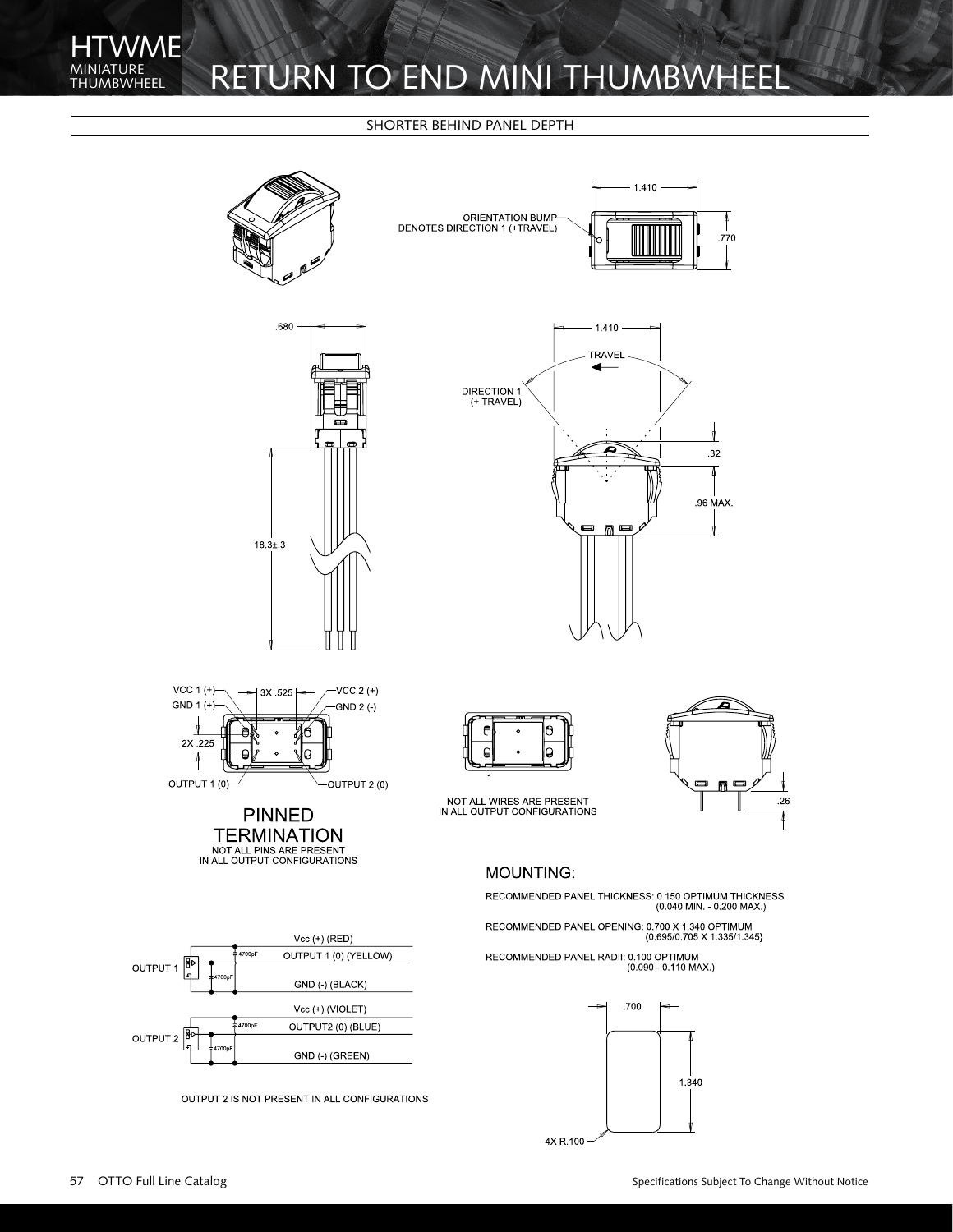# HTWME MINIATURE THUMBWHEEL

# RETURN TO END MINI THUMBWHEEL

## SHORTER BEHIND PANEL DEPTH

ORIENTATION BUMP DENOTES DIRECTION 1 (+TRAVEL)

1.410

.770

.680

18.3±.3

1.410

TRAVEL

DIRECTION 1 (+ TRAVEL)

.32

.96 MAX.

VCC 1 (+)

GND 1 (+)

3X .525

VCC 2 (+)

GND 2 (-)

2X .225

OUTPUT 1 (0)

OUTPUT 2 (0)

**PINNED TERMINATION**

NOT ALL PINS ARE PRESENT IN ALL OUTPUT CONFIGURATIONS

NOT ALL WIRES ARE PRESENT IN ALL OUTPUT CONFIGURATIONS

.26

### MOUNTING:

RECOMMENDED PANEL THICKNESS: 0.150 OPTIMUM THICKNESS (0.040 MIN. - 0.200 MAX.)

RECOMMENDED PANEL OPENING: 0.700 X 1.340 OPTIMUM (0.695/0.705 X 1.335/1.345}

RECOMMENDED PANEL RADII: 0.100 OPTIMUM (0.090 - 0.110 MAX.)

.700

1.340

4X R.100

OUTPUT 1

Vcc (+) (RED)

OUTPUT 1 (0) (YELLOW)

GND (-) (BLACK)

OUTPUT 2

Vcc (+) (VIOLET)

OUTPUT2 (0) (BLUE)

GND (-) (GREEN)

4700pF

OUTPUT 2 IS NOT PRESENT IN ALL CONFIGURATIONS

Specifications Subject To Change Without Notice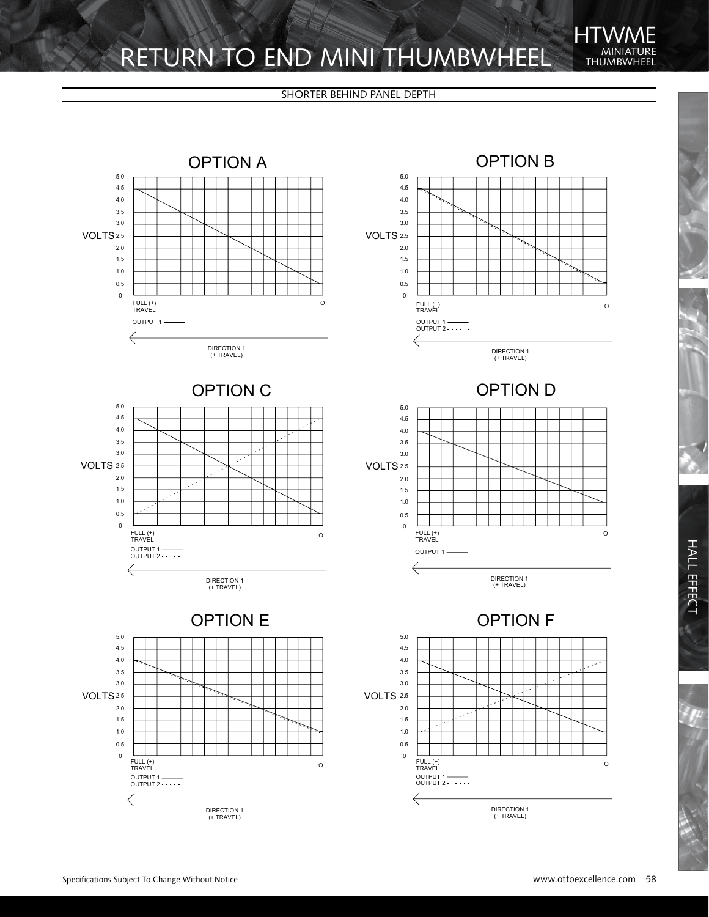# RETURN TO END MINI THUMBWHEEL

HTWME
MINIATURE THUMBWHEEL

SHORTER BEHIND PANEL DEPTH

## OPTION A

VOLTS: 5.0, 4.5, 4.0, 3.5, 3.0, 2.5, 2.0, 1.5, 1.0, 0.5, 0

FULL (+) TRAVEL — O

OUTPUT 1 ———

DIRECTION 1 (+ TRAVEL)

## OPTION B

VOLTS: 5.0, 4.5, 4.0, 3.5, 3.0, 2.5, 2.0, 1.5, 1.0, 0.5, 0

FULL (+) TRAVEL — O

OUTPUT 1 ———
OUTPUT 2 - - - - - -

DIRECTION 1 (+ TRAVEL)

## OPTION C

VOLTS: 5.0, 4.5, 4.0, 3.5, 3.0, 2.5, 2.0, 1.5, 1.0, 0.5, 0

FULL (+) TRAVEL — O

OUTPUT 1 ———
OUTPUT 2 - - - - - -

DIRECTION 1 (+ TRAVEL)

## OPTION D

VOLTS: 5.0, 4.5, 4.0, 3.5, 3.0, 2.5, 2.0, 1.5, 1.0, 0.5, 0

FULL (+) TRAVEL — O

OUTPUT 1 ———

DIRECTION 1 (+ TRAVEL)

## OPTION E

VOLTS: 5.0, 4.5, 4.0, 3.5, 3.0, 2.5, 2.0, 1.5, 1.0, 0.5, 0

FULL (+) TRAVEL — O

OUTPUT 1 ———
OUTPUT 2 - - - - - -

DIRECTION 1 (+ TRAVEL)

## OPTION F

VOLTS: 5.0, 4.5, 4.0, 3.5, 3.0, 2.5, 2.0, 1.5, 1.0, 0.5, 0

FULL (+) TRAVEL — O

OUTPUT 1 ———
OUTPUT 2 - - - - - -

DIRECTION 1 (+ TRAVEL)

HALL EFFECT

Specifications Subject To Change Without Notice

www.ottoexcellence.com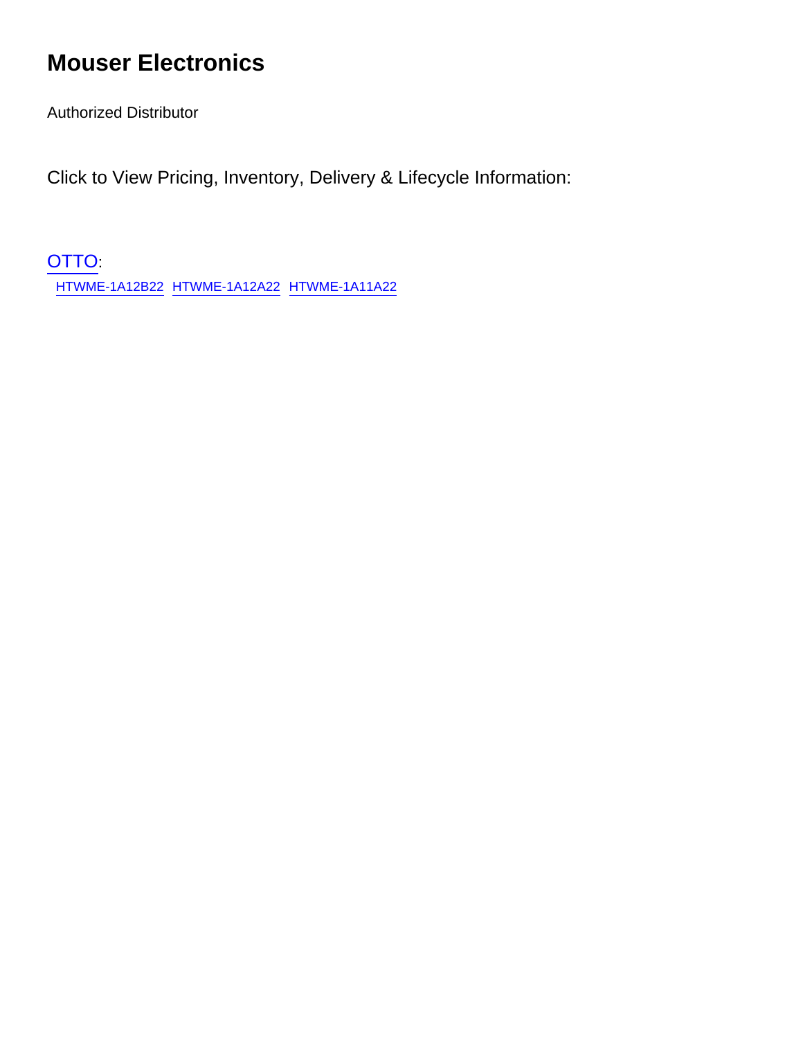# Mouser Electronics

Authorized Distributor

Click to View Pricing, Inventory, Delivery & Lifecycle Information:

OTTO:

HTWME-1A12B22 HTWME-1A12A22 HTWME-1A11A22